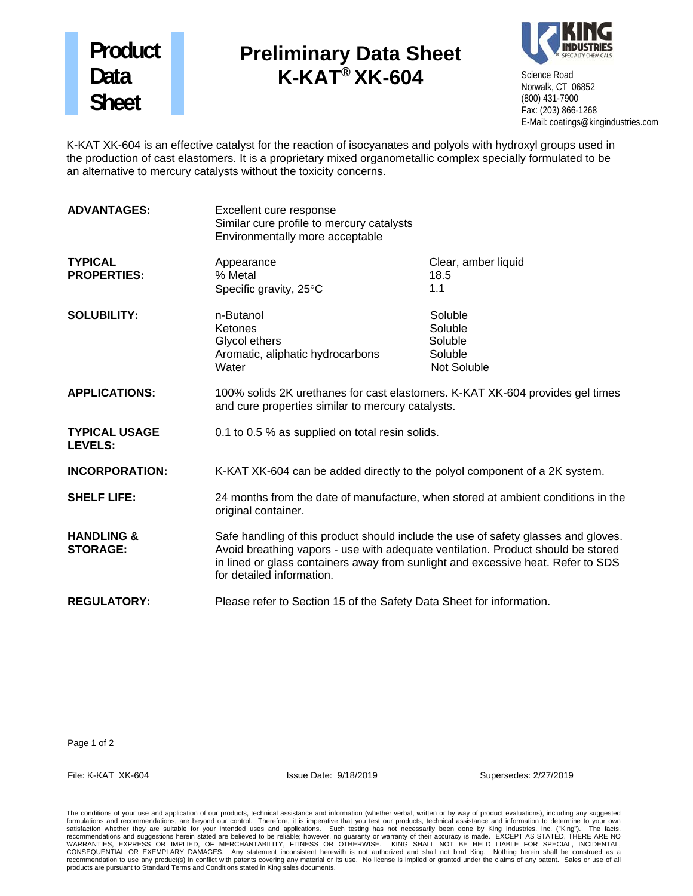# Product Data Sheet

## Preliminary Data Sheet
## K-KAT® XK-604

Science Road
Norwalk, CT 06852
(800) 431-7900
Fax: (203) 866-1268
E-Mail: coatings@kingindustries.com

K-KAT XK-604 is an effective catalyst for the reaction of isocyanates and polyols with hydroxyl groups used in the production of cast elastomers. It is a proprietary mixed organometallic complex specially formulated to be an alternative to mercury catalysts without the toxicity concerns.

**ADVANTAGES:**

- Excellent cure response
- Similar cure profile to mercury catalysts
- Environmentally more acceptable

**TYPICAL PROPERTIES:**

| Property | Value |
|---|---|
| Appearance | Clear, amber liquid |
| % Metal | 18.5 |
| Specific gravity, 25°C | 1.1 |

**SOLUBILITY:**

| Solvent | Solubility |
|---|---|
| n-Butanol | Soluble |
| Ketones | Soluble |
| Glycol ethers | Soluble |
| Aromatic, aliphatic hydrocarbons | Soluble |
| Water | Not Soluble |

**APPLICATIONS:** 100% solids 2K urethanes for cast elastomers. K-KAT XK-604 provides gel times and cure properties similar to mercury catalysts.

**TYPICAL USAGE LEVELS:** 0.1 to 0.5 % as supplied on total resin solids.

**INCORPORATION:** K-KAT XK-604 can be added directly to the polyol component of a 2K system.

**SHELF LIFE:** 24 months from the date of manufacture, when stored at ambient conditions in the original container.

**HANDLING & STORAGE:** Safe handling of this product should include the use of safety glasses and gloves. Avoid breathing vapors - use with adequate ventilation. Product should be stored in lined or glass containers away from sunlight and excessive heat. Refer to SDS for detailed information.

**REGULATORY:** Please refer to Section 15 of the Safety Data Sheet for information.

File: K-KAT XK-604 Issue Date: 9/18/2019 Supersedes: 2/27/2019

The conditions of your use and application of our products, technical assistance and information (whether verbal, written or by way of product evaluations), including any suggested formulations and recommendations, are beyond our control. Therefore, it is imperative that you test our products, technical assistance and information to determine to your own satisfaction whether they are suitable for your intended uses and applications. Such testing has not necessarily been done by King Industries, Inc. ("King"). The facts, recommendations and suggestions herein stated are believed to be reliable; however, no guaranty or warranty of their accuracy is made. EXCEPT AS STATED, THERE ARE NO WARRANTIES, EXPRESS OR IMPLIED, OF MERCHANTABILITY, FITNESS OR OTHERWISE. KING SHALL NOT BE HELD LIABLE FOR SPECIAL, INCIDENTAL, CONSEQUENTIAL OR EXEMPLARY DAMAGES. Any statement inconsistent herewith is not authorized and shall not bind King. Nothing herein shall be construed as a recommendation to use any product(s) in conflict with patents covering any material or its use. No license is implied or granted under the claims of any patent. Sales or use of all products are pursuant to Standard Terms and Conditions stated in King sales documents.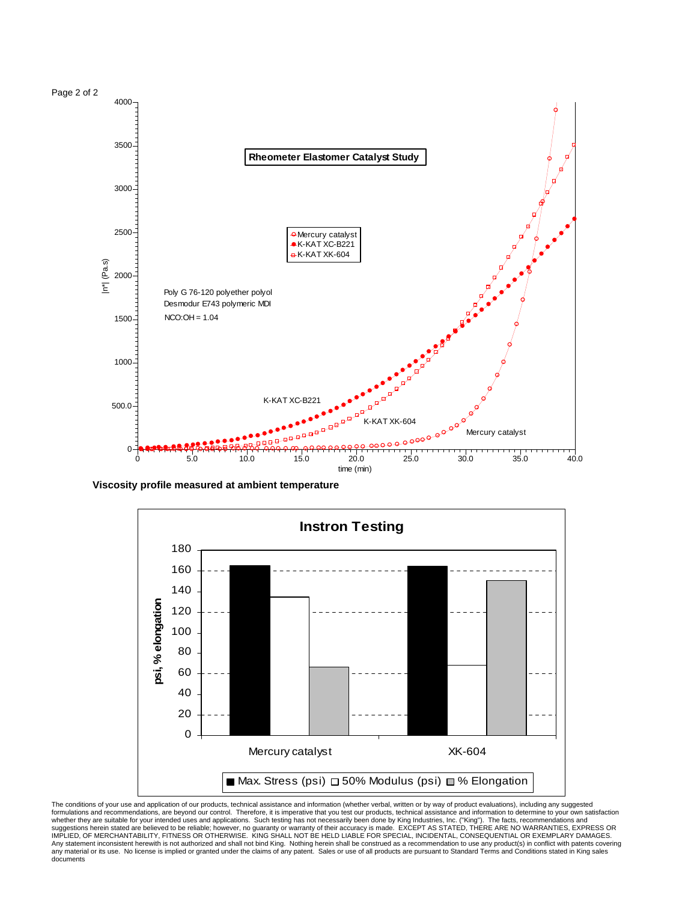Rheometer Elastomer Catalyst Study

Mercury catalyst
K-KAT XC-B221
K-KAT XK-604

Poly G 76-120 polyether polyol
Desmodur E743 polymeric MDI
NCO:OH = 1.04

|n*| (Pa.s)

4000
3500
3000
2500
2000
1500
1000
500.0
0

0
5.0
10.0
15.0
20.0
25.0
30.0
35.0
40.0

time (min)

K-KAT XC-B221
K-KAT XK-604
Mercury catalyst

**Viscosity profile measured at ambient temperature**

**Instron Testing**

psi, % elongation

180
160
140
120
100
80
60
40
20
0

Mercury catalyst
XK-604

Max. Stress (psi)
50% Modulus (psi)
% Elongation

The conditions of your use and application of our products, technical assistance and information (whether verbal, written or by way of product evaluations), including any suggested formulations and recommendations, are beyond our control. Therefore, it is imperative that you test our products, technical assistance and information to determine to your own satisfaction whether they are suitable for your intended uses and applications. Such testing has not necessarily been done by King Industries, Inc. ("King"). The facts, recommendations and suggestions herein stated are believed to be reliable; however, no guaranty or warranty of their accuracy is made. EXCEPT AS STATED, THERE ARE NO WARRANTIES, EXPRESS OR IMPLIED, OF MERCHANTABILITY, FITNESS OR OTHERWISE. KING SHALL NOT BE HELD LIABLE FOR SPECIAL, INCIDENTAL, CONSEQUENTIAL OR EXEMPLARY DAMAGES. Any statement inconsistent herewith is not authorized and shall not bind King. Nothing herein shall be construed as a recommendation to use any product(s) in conflict with patents covering any material or its use. No license is implied or granted under the claims of any patent. Sales or use of all products are pursuant to Standard Terms and Conditions stated in King sales documents